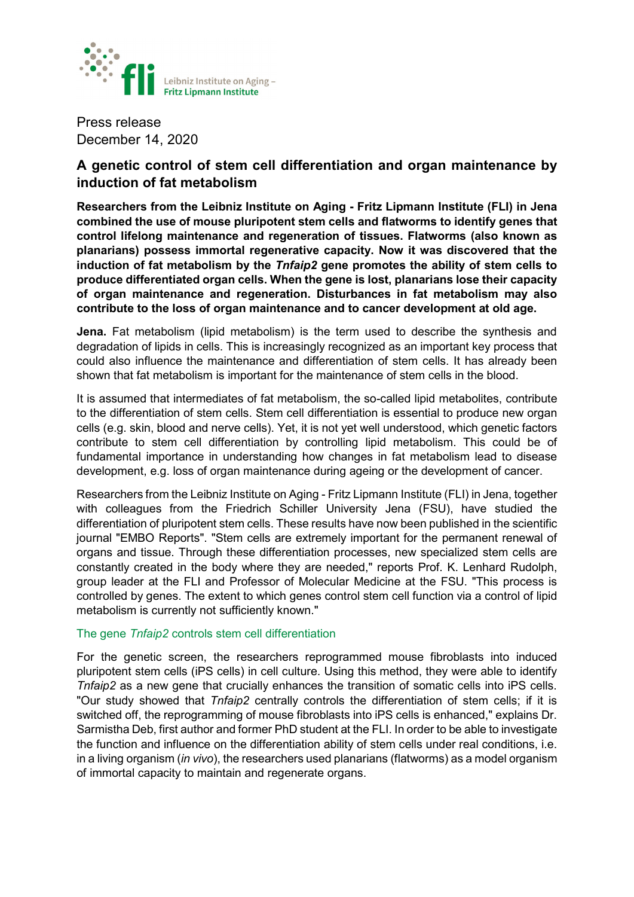Leibniz Institute on Aging – Fritz Lipmann Institute

Press release
December 14, 2020

## A genetic control of stem cell differentiation and organ maintenance by induction of fat metabolism

**Researchers from the Leibniz Institute on Aging - Fritz Lipmann Institute (FLI) in Jena combined the use of mouse pluripotent stem cells and flatworms to identify genes that control lifelong maintenance and regeneration of tissues. Flatworms (also known as planarians) possess immortal regenerative capacity. Now it was discovered that the induction of fat metabolism by the *Tnfaip2* gene promotes the ability of stem cells to produce differentiated organ cells. When the gene is lost, planarians lose their capacity of organ maintenance and regeneration. Disturbances in fat metabolism may also contribute to the loss of organ maintenance and to cancer development at old age.**

**Jena.** Fat metabolism (lipid metabolism) is the term used to describe the synthesis and degradation of lipids in cells. This is increasingly recognized as an important key process that could also influence the maintenance and differentiation of stem cells. It has already been shown that fat metabolism is important for the maintenance of stem cells in the blood.

It is assumed that intermediates of fat metabolism, the so-called lipid metabolites, contribute to the differentiation of stem cells. Stem cell differentiation is essential to produce new organ cells (e.g. skin, blood and nerve cells). Yet, it is not yet well understood, which genetic factors contribute to stem cell differentiation by controlling lipid metabolism. This could be of fundamental importance in understanding how changes in fat metabolism lead to disease development, e.g. loss of organ maintenance during ageing or the development of cancer.

Researchers from the Leibniz Institute on Aging - Fritz Lipmann Institute (FLI) in Jena, together with colleagues from the Friedrich Schiller University Jena (FSU), have studied the differentiation of pluripotent stem cells. These results have now been published in the scientific journal "EMBO Reports". "Stem cells are extremely important for the permanent renewal of organs and tissue. Through these differentiation processes, new specialized stem cells are constantly created in the body where they are needed," reports Prof. K. Lenhard Rudolph, group leader at the FLI and Professor of Molecular Medicine at the FSU. "This process is controlled by genes. The extent to which genes control stem cell function via a control of lipid metabolism is currently not sufficiently known."

### The gene *Tnfaip2* controls stem cell differentiation

For the genetic screen, the researchers reprogrammed mouse fibroblasts into induced pluripotent stem cells (iPS cells) in cell culture. Using this method, they were able to identify *Tnfaip2* as a new gene that crucially enhances the transition of somatic cells into iPS cells. "Our study showed that *Tnfaip2* centrally controls the differentiation of stem cells; if it is switched off, the reprogramming of mouse fibroblasts into iPS cells is enhanced," explains Dr. Sarmistha Deb, first author and former PhD student at the FLI. In order to be able to investigate the function and influence on the differentiation ability of stem cells under real conditions, i.e. in a living organism (*in vivo*), the researchers used planarians (flatworms) as a model organism of immortal capacity to maintain and regenerate organs.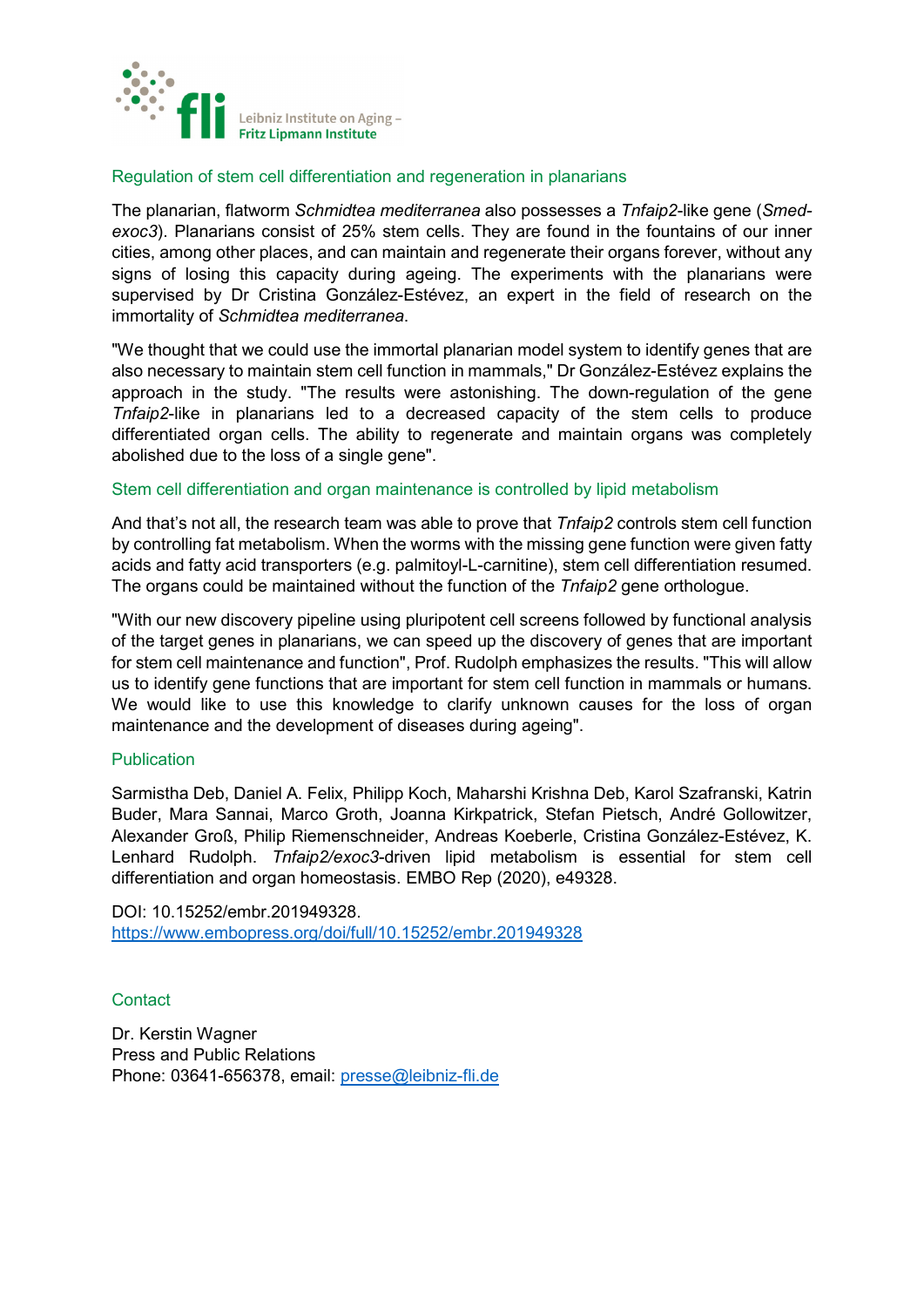## Regulation of stem cell differentiation and regeneration in planarians

The planarian, flatworm *Schmidtea mediterranea* also possesses a *Tnfaip2*-like gene (*Smed-exoc3*). Planarians consist of 25% stem cells. They are found in the fountains of our inner cities, among other places, and can maintain and regenerate their organs forever, without any signs of losing this capacity during ageing. The experiments with the planarians were supervised by Dr Cristina González-Estévez, an expert in the field of research on the immortality of *Schmidtea mediterranea*.

"We thought that we could use the immortal planarian model system to identify genes that are also necessary to maintain stem cell function in mammals," Dr González-Estévez explains the approach in the study. "The results were astonishing. The down-regulation of the gene *Tnfaip2*-like in planarians led to a decreased capacity of the stem cells to produce differentiated organ cells. The ability to regenerate and maintain organs was completely abolished due to the loss of a single gene".

## Stem cell differentiation and organ maintenance is controlled by lipid metabolism

And that's not all, the research team was able to prove that *Tnfaip2* controls stem cell function by controlling fat metabolism. When the worms with the missing gene function were given fatty acids and fatty acid transporters (e.g. palmitoyl-L-carnitine), stem cell differentiation resumed. The organs could be maintained without the function of the *Tnfaip2* gene orthologue.

"With our new discovery pipeline using pluripotent cell screens followed by functional analysis of the target genes in planarians, we can speed up the discovery of genes that are important for stem cell maintenance and function", Prof. Rudolph emphasizes the results. "This will allow us to identify gene functions that are important for stem cell function in mammals or humans. We would like to use this knowledge to clarify unknown causes for the loss of organ maintenance and the development of diseases during ageing".

## Publication

Sarmistha Deb, Daniel A. Felix, Philipp Koch, Maharshi Krishna Deb, Karol Szafranski, Katrin Buder, Mara Sannai, Marco Groth, Joanna Kirkpatrick, Stefan Pietsch, André Gollowitzer, Alexander Groß, Philip Riemenschneider, Andreas Koeberle, Cristina González-Estévez, K. Lenhard Rudolph. *Tnfaip2/exoc3*-driven lipid metabolism is essential for stem cell differentiation and organ homeostasis. EMBO Rep (2020), e49328.

DOI: 10.15252/embr.201949328.
https://www.embopress.org/doi/full/10.15252/embr.201949328

## Contact

Dr. Kerstin Wagner
Press and Public Relations
Phone: 03641-656378, email: presse@leibniz-fli.de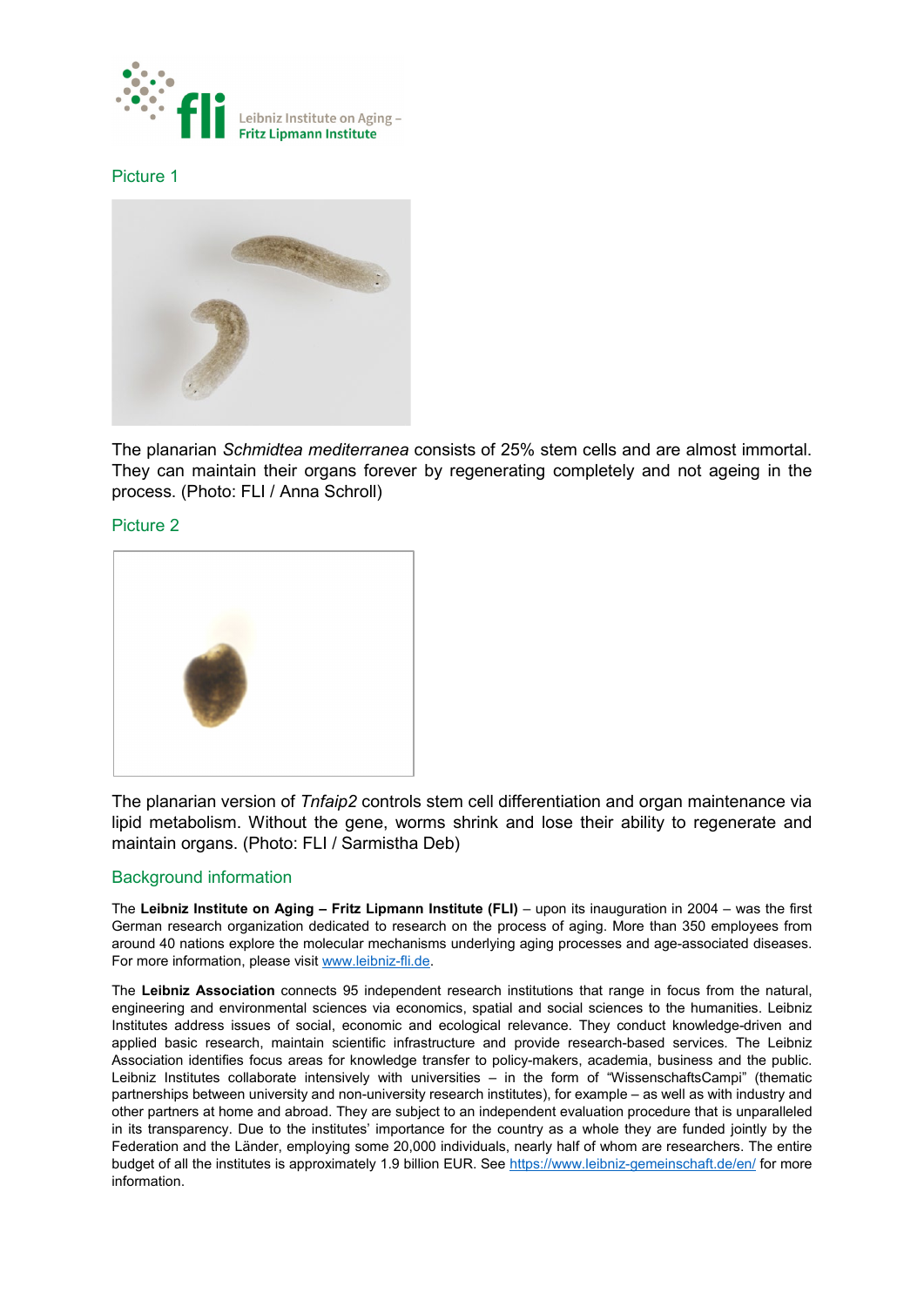## Picture 1

The planarian *Schmidtea mediterranea* consists of 25% stem cells and are almost immortal. They can maintain their organs forever by regenerating completely and not ageing in the process. (Photo: FLI / Anna Schroll)

## Picture 2

The planarian version of *Tnfaip2* controls stem cell differentiation and organ maintenance via lipid metabolism. Without the gene, worms shrink and lose their ability to regenerate and maintain organs. (Photo: FLI / Sarmistha Deb)

## Background information

The **Leibniz Institute on Aging – Fritz Lipmann Institute (FLI)** – upon its inauguration in 2004 – was the first German research organization dedicated to research on the process of aging. More than 350 employees from around 40 nations explore the molecular mechanisms underlying aging processes and age-associated diseases. For more information, please visit [www.leibniz-fli.de](http://www.leibniz-fli.de).

The **Leibniz Association** connects 95 independent research institutions that range in focus from the natural, engineering and environmental sciences via economics, spatial and social sciences to the humanities. Leibniz Institutes address issues of social, economic and ecological relevance. They conduct knowledge-driven and applied basic research, maintain scientific infrastructure and provide research-based services. The Leibniz Association identifies focus areas for knowledge transfer to policy-makers, academia, business and the public. Leibniz Institutes collaborate intensively with universities – in the form of "WissenschaftsCampi" (thematic partnerships between university and non-university research institutes), for example – as well as with industry and other partners at home and abroad. They are subject to an independent evaluation procedure that is unparalleled in its transparency. Due to the institutes' importance for the country as a whole they are funded jointly by the Federation and the Länder, employing some 20,000 individuals, nearly half of whom are researchers. The entire budget of all the institutes is approximately 1.9 billion EUR. See [https://www.leibniz-gemeinschaft.de/en/](https://www.leibniz-gemeinschaft.de/en/) for more information.